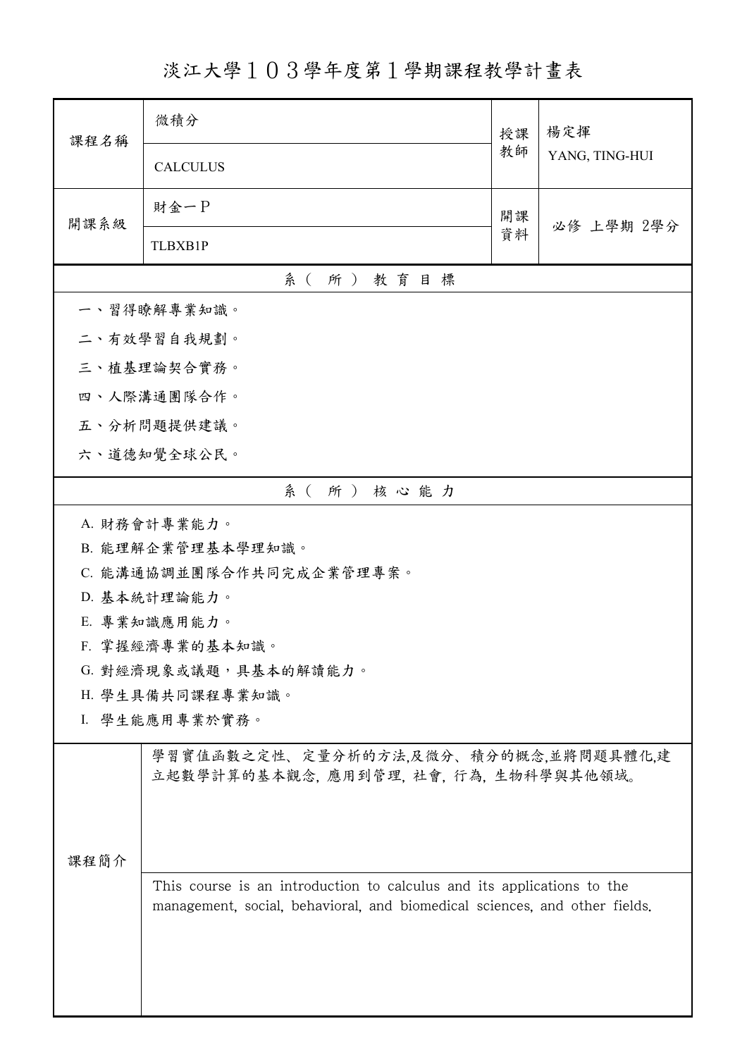# 淡江大學１０３學年度第１學期課程教學計畫表

| 課程名稱 | 微積分 CALCULUS | 授課教師 | 楊定揮 YANG, TING-HUI |
| --- | --- | --- | --- |
| 開課系級 | 財金一Ｐ TLBXB1P | 開課資料 | 必修 上學期 2學分 |

## 系（所）教育目標

一、習得瞭解專業知識。

二、有效學習自我規劃。

三、植基理論契合實務。

四、人際溝通團隊合作。

五、分析問題提供建議。

六、道德知覺全球公民。

## 系（所）核心能力

A. 財務會計專業能力。

B. 能理解企業管理基本學理知識。

C. 能溝通協調並團隊合作共同完成企業管理專案。

D. 基本統計理論能力。

E. 專業知識應用能力。

F. 掌握經濟專業的基本知識。

G. 對經濟現象或議題，具基本的解讀能力。

H. 學生具備共同課程專業知識。

I. 學生能應用專業於實務。

## 課程簡介

學習實值函數之定性、定量分析的方法,及微分、積分的概念,並將問題具體化,建立起數學計算的基本觀念, 應用到管理, 社會, 行為, 生物科學與其他領域。

This course is an introduction to calculus and its applications to the management, social, behavioral, and biomedical sciences, and other fields.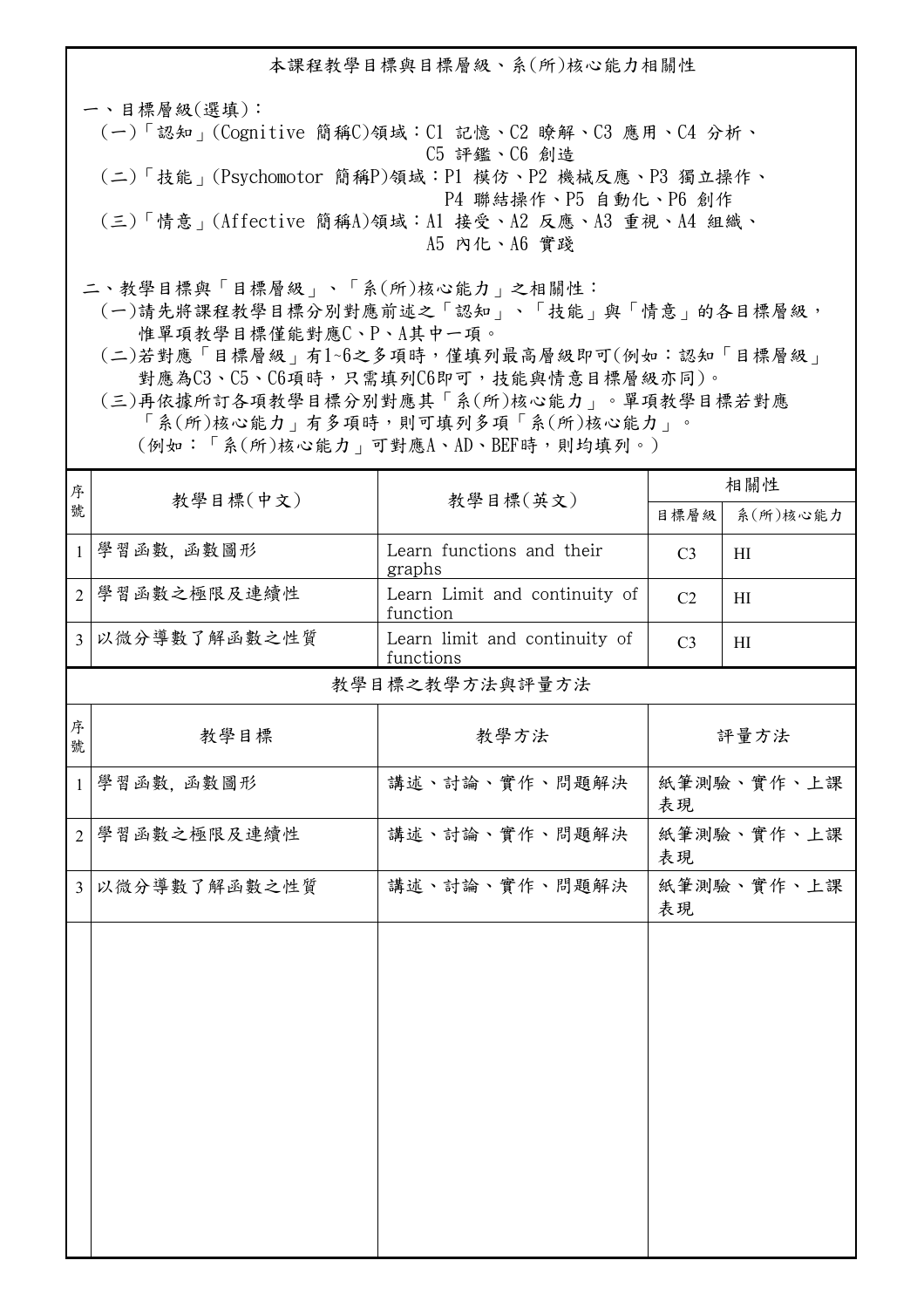## 本課程教學目標與目標層級、系(所)核心能力相關性

一、目標層級(選填)：

(一)「認知」(Cognitive 簡稱C)領域：C1 記憶、C2 瞭解、C3 應用、C4 分析、C5 評鑑、C6 創造

(二)「技能」(Psychomotor 簡稱P)領域：P1 模仿、P2 機械反應、P3 獨立操作、P4 聯結操作、P5 自動化、P6 創作

(三)「情意」(Affective 簡稱A)領域：A1 接受、A2 反應、A3 重視、A4 組織、A5 內化、A6 實踐

二、教學目標與「目標層級」、「系(所)核心能力」之相關性：

(一)請先將課程教學目標分別對應前述之「認知」、「技能」與「情意」的各目標層級，惟單項教學目標僅能對應C、P、A其中一項。

(二)若對應「目標層級」有1~6之多項時，僅填列最高層級即可(例如：認知「目標層級」對應為C3、C5、C6項時，只需填列C6即可，技能與情意目標層級亦同)。

(三)再依據所訂各項教學目標分別對應其「系(所)核心能力」。單項教學目標若對應「系(所)核心能力」有多項時，則可填列多項「系(所)核心能力」。(例如：「系(所)核心能力」可對應A、AD、BEF時，則均填列。)

| 序號 | 教學目標(中文) | 教學目標(英文) | 相關性 | |
|---|---|---|---|---|
| | | | 目標層級 | 系(所)核心能力 |
| 1 | 學習函數, 函數圖形 | Learn functions and their graphs | C3 | HI |
| 2 | 學習函數之極限及連續性 | Learn Limit and continuity of function | C2 | HI |
| 3 | 以微分導數了解函數之性質 | Learn limit and continuity of functions | C3 | HI |

### 教學目標之教學方法與評量方法

| 序號 | 教學目標 | 教學方法 | 評量方法 |
|---|---|---|---|
| 1 | 學習函數, 函數圖形 | 講述、討論、實作、問題解決 | 紙筆測驗、實作、上課表現 |
| 2 | 學習函數之極限及連續性 | 講述、討論、實作、問題解決 | 紙筆測驗、實作、上課表現 |
| 3 | 以微分導數了解函數之性質 | 講述、討論、實作、問題解決 | 紙筆測驗、實作、上課表現 |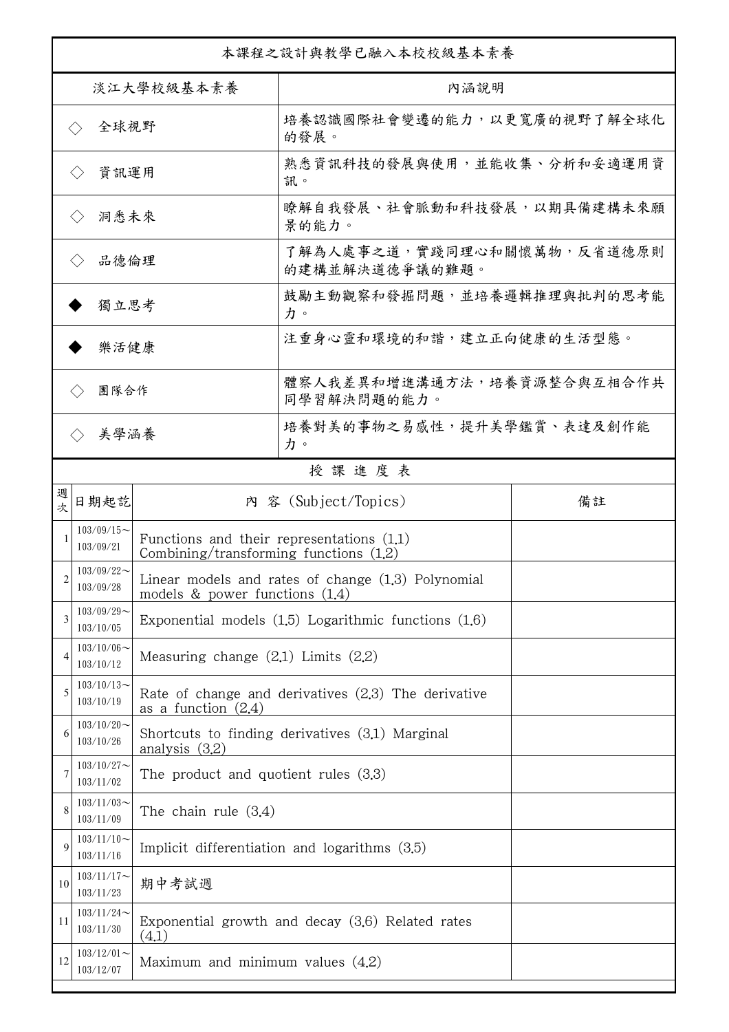| 本課程之設計與教學已融入本校校級基本素養 | |
|---|---|
| 淡江大學校級基本素養 | 內涵說明 |
| ◇ 全球視野 | 培養認識國際社會變遷的能力，以更寬廣的視野了解全球化的發展。 |
| ◇ 資訊運用 | 熟悉資訊科技的發展與使用，並能收集、分析和妥適運用資訊。 |
| ◇ 洞悉未來 | 瞭解自我發展、社會脈動和科技發展，以期具備建構未來願景的能力。 |
| ◇ 品德倫理 | 了解為人處事之道，實踐同理心和關懷萬物，反省道德原則的建構並解決道德爭議的難題。 |
| ◆ 獨立思考 | 鼓勵主動觀察和發掘問題，並培養邏輯推理與批判的思考能力。 |
| ◆ 樂活健康 | 注重身心靈和環境的和諧，建立正向健康的生活型態。 |
| ◇ 團隊合作 | 體察人我差異和增進溝通方法，培養資源整合與互相合作共同學習解決問題的能力。 |
| ◇ 美學涵養 | 培養對美的事物之易感性，提升美學鑑賞、表達及創作能力。 |

授 課 進 度 表

| 週次 | 日期起訖 | 內 容 (Subject/Topics) | 備註 |
|---|---|---|---|
| 1 | 103/09/15～103/09/21 | Functions and their representations (1.1) Combining/transforming functions (1.2) | |
| 2 | 103/09/22～103/09/28 | Linear models and rates of change (1.3) Polynomial models & power functions (1.4) | |
| 3 | 103/09/29～103/10/05 | Exponential models (1.5) Logarithmic functions (1.6) | |
| 4 | 103/10/06～103/10/12 | Measuring change (2.1) Limits (2.2) | |
| 5 | 103/10/13～103/10/19 | Rate of change and derivatives (2.3) The derivative as a function (2.4) | |
| 6 | 103/10/20～103/10/26 | Shortcuts to finding derivatives (3.1) Marginal analysis (3.2) | |
| 7 | 103/10/27～103/11/02 | The product and quotient rules (3.3) | |
| 8 | 103/11/03～103/11/09 | The chain rule (3.4) | |
| 9 | 103/11/10～103/11/16 | Implicit differentiation and logarithms (3.5) | |
| 10 | 103/11/17～103/11/23 | 期中考試週 | |
| 11 | 103/11/24～103/11/30 | Exponential growth and decay (3.6) Related rates (4.1) | |
| 12 | 103/12/01～103/12/07 | Maximum and minimum values (4.2) | |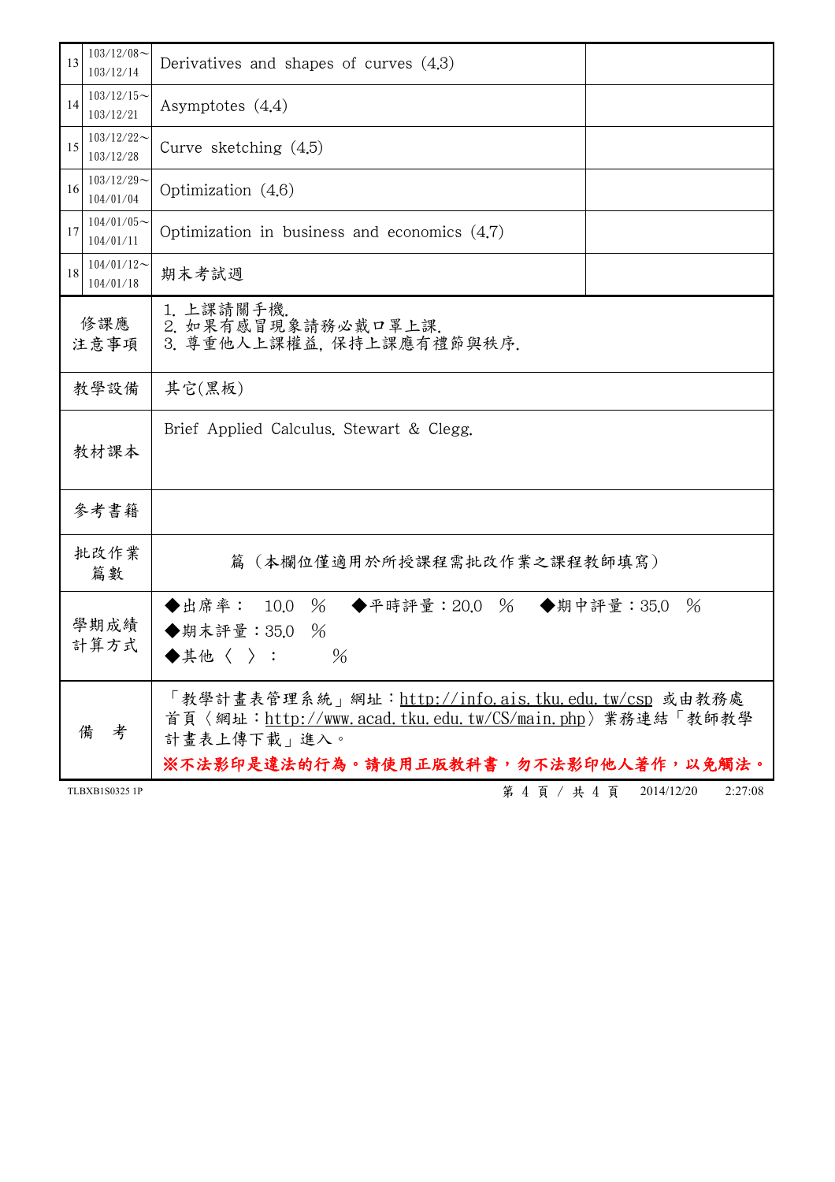| | | | |
|---|---|---|---|
| 13 | 103/12/08～103/12/14 | Derivatives and shapes of curves (4.3) | |
| 14 | 103/12/15～103/12/21 | Asymptotes (4.4) | |
| 15 | 103/12/22～103/12/28 | Curve sketching (4.5) | |
| 16 | 103/12/29～104/01/04 | Optimization (4.6) | |
| 17 | 104/01/05～104/01/11 | Optimization in business and economics (4.7) | |
| 18 | 104/01/12～104/01/18 | 期末考試週 | |

| | |
|---|---|
| 修課應注意事項 | 1. 上課請關手機.<br>2. 如果有感冒現象請務必戴口罩上課.<br>3. 尊重他人上課權益, 保持上課應有禮節與秩序. |
| 教學設備 | 其它(黑板) |
| 教材課本 | Brief Applied Calculus. Stewart & Clegg. |
| 參考書籍 | |
| 批改作業篇數 | 篇（本欄位僅適用於所授課程需批改作業之課程教師填寫） |
| 學期成績計算方式 | ◆出席率： 10.0 % ◆平時評量：20.0 % ◆期中評量：35.0 %<br>◆期末評量：35.0 %<br>◆其他〈 〉： % |
| 備考 | 「教學計畫表管理系統」網址：http://info.ais.tku.edu.tw/csp 或由教務處首頁〈網址：http://www.acad.tku.edu.tw/CS/main.php〉業務連結「教師教學計畫表上傳下載」進入。<br>**※不法影印是違法的行為。請使用正版教科書，勿不法影印他人著作，以免觸法。** |

TLBXB1S0325 1P